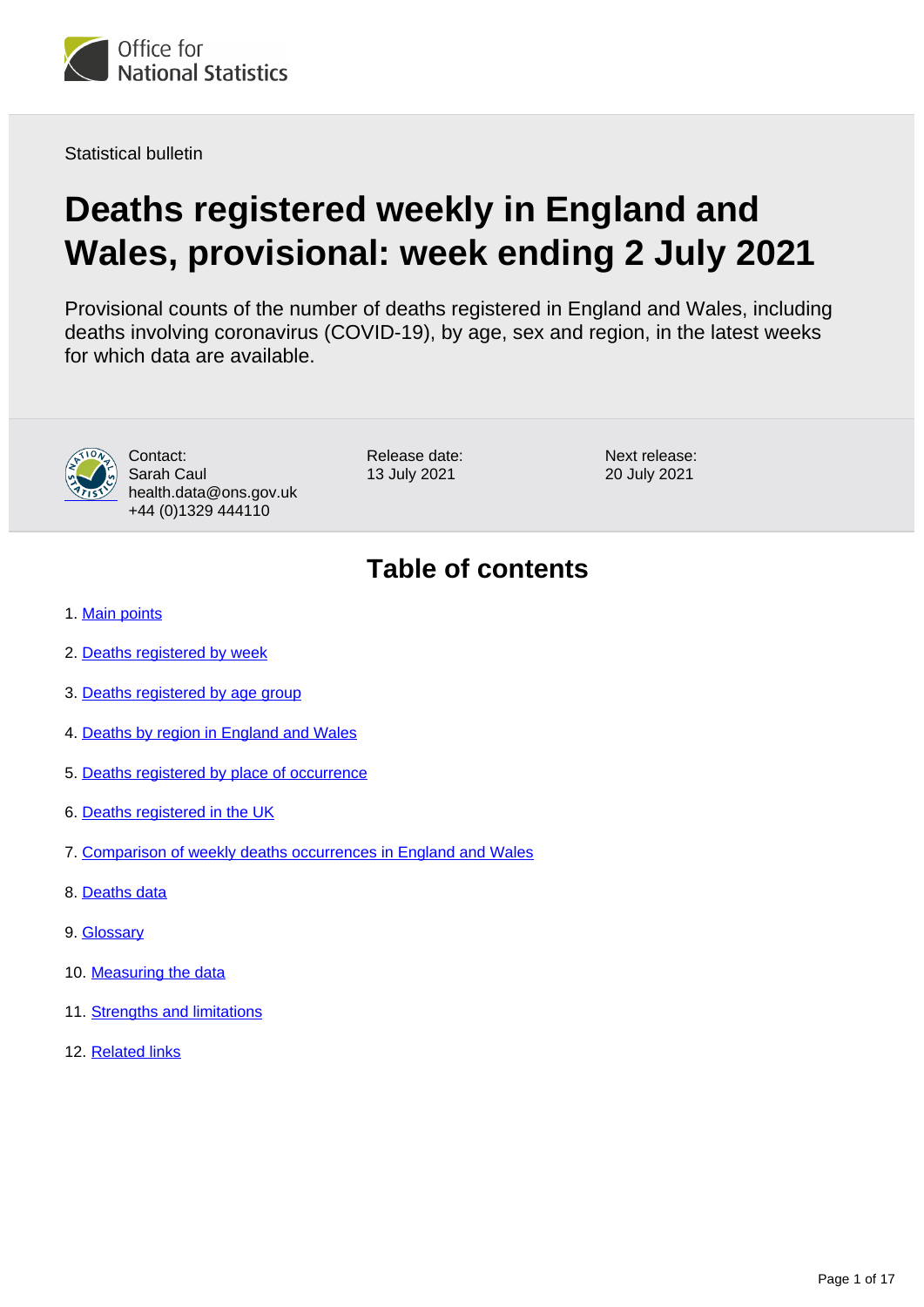Office for National Statistics

Statistical bulletin

# Deaths registered weekly in England and Wales, provisional: week ending 2 July 2021

Provisional counts of the number of deaths registered in England and Wales, including deaths involving coronavirus (COVID-19), by age, sex and region, in the latest weeks for which data are available.

Contact:
Sarah Caul
health.data@ons.gov.uk
+44 (0)1329 444110

Release date:
13 July 2021

Next release:
20 July 2021

## Table of contents

1. Main points
2. Deaths registered by week
3. Deaths registered by age group
4. Deaths by region in England and Wales
5. Deaths registered by place of occurrence
6. Deaths registered in the UK
7. Comparison of weekly deaths occurrences in England and Wales
8. Deaths data
9. Glossary
10. Measuring the data
11. Strengths and limitations
12. Related links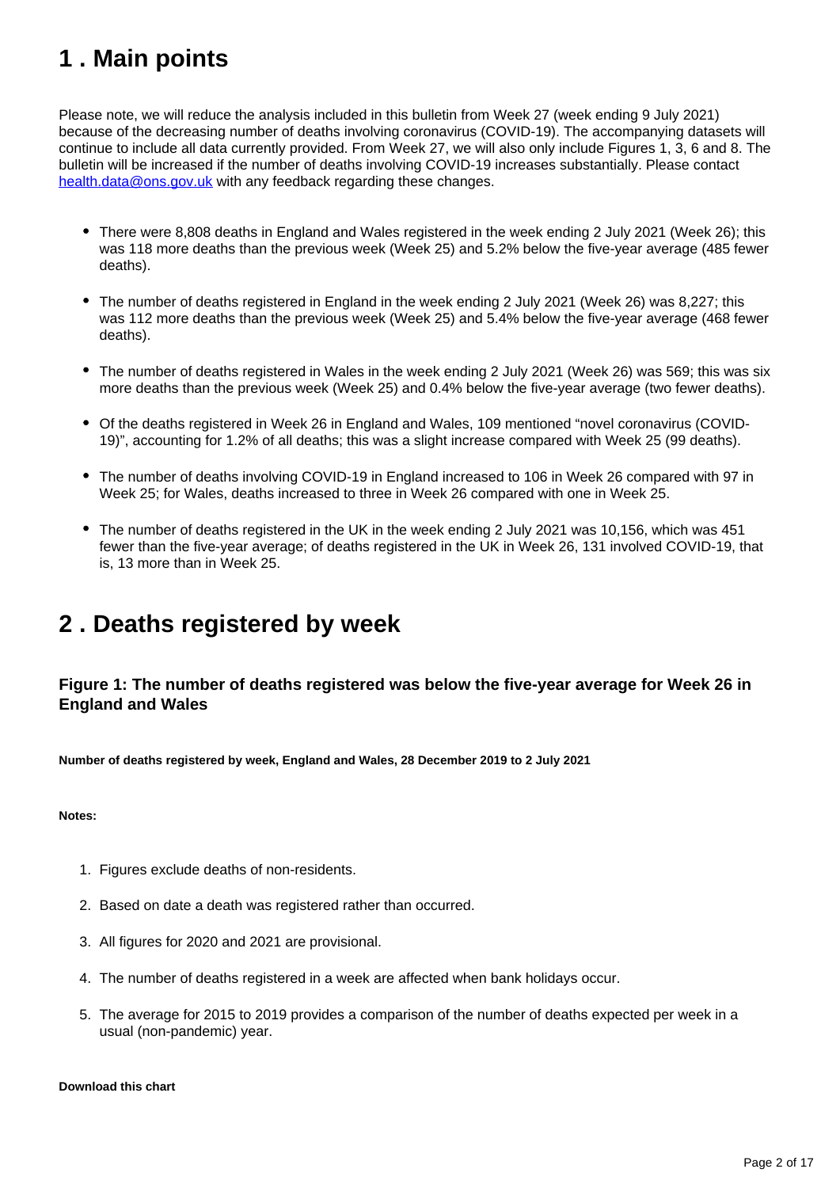# 1 . Main points

Please note, we will reduce the analysis included in this bulletin from Week 27 (week ending 9 July 2021) because of the decreasing number of deaths involving coronavirus (COVID-19). The accompanying datasets will continue to include all data currently provided. From Week 27, we will also only include Figures 1, 3, 6 and 8. The bulletin will be increased if the number of deaths involving COVID-19 increases substantially. Please contact [health.data@ons.gov.uk](mailto:health.data@ons.gov.uk) with any feedback regarding these changes.

- There were 8,808 deaths in England and Wales registered in the week ending 2 July 2021 (Week 26); this was 118 more deaths than the previous week (Week 25) and 5.2% below the five-year average (485 fewer deaths).
- The number of deaths registered in England in the week ending 2 July 2021 (Week 26) was 8,227; this was 112 more deaths than the previous week (Week 25) and 5.4% below the five-year average (468 fewer deaths).
- The number of deaths registered in Wales in the week ending 2 July 2021 (Week 26) was 569; this was six more deaths than the previous week (Week 25) and 0.4% below the five-year average (two fewer deaths).
- Of the deaths registered in Week 26 in England and Wales, 109 mentioned "novel coronavirus (COVID-19)", accounting for 1.2% of all deaths; this was a slight increase compared with Week 25 (99 deaths).
- The number of deaths involving COVID-19 in England increased to 106 in Week 26 compared with 97 in Week 25; for Wales, deaths increased to three in Week 26 compared with one in Week 25.
- The number of deaths registered in the UK in the week ending 2 July 2021 was 10,156, which was 451 fewer than the five-year average; of deaths registered in the UK in Week 26, 131 involved COVID-19, that is, 13 more than in Week 25.

# 2 . Deaths registered by week

### Figure 1: The number of deaths registered was below the five-year average for Week 26 in England and Wales

**Number of deaths registered by week, England and Wales, 28 December 2019 to 2 July 2021**

**Notes:**

1. Figures exclude deaths of non-residents.
2. Based on date a death was registered rather than occurred.
3. All figures for 2020 and 2021 are provisional.
4. The number of deaths registered in a week are affected when bank holidays occur.
5. The average for 2015 to 2019 provides a comparison of the number of deaths expected per week in a usual (non-pandemic) year.

**Download this chart**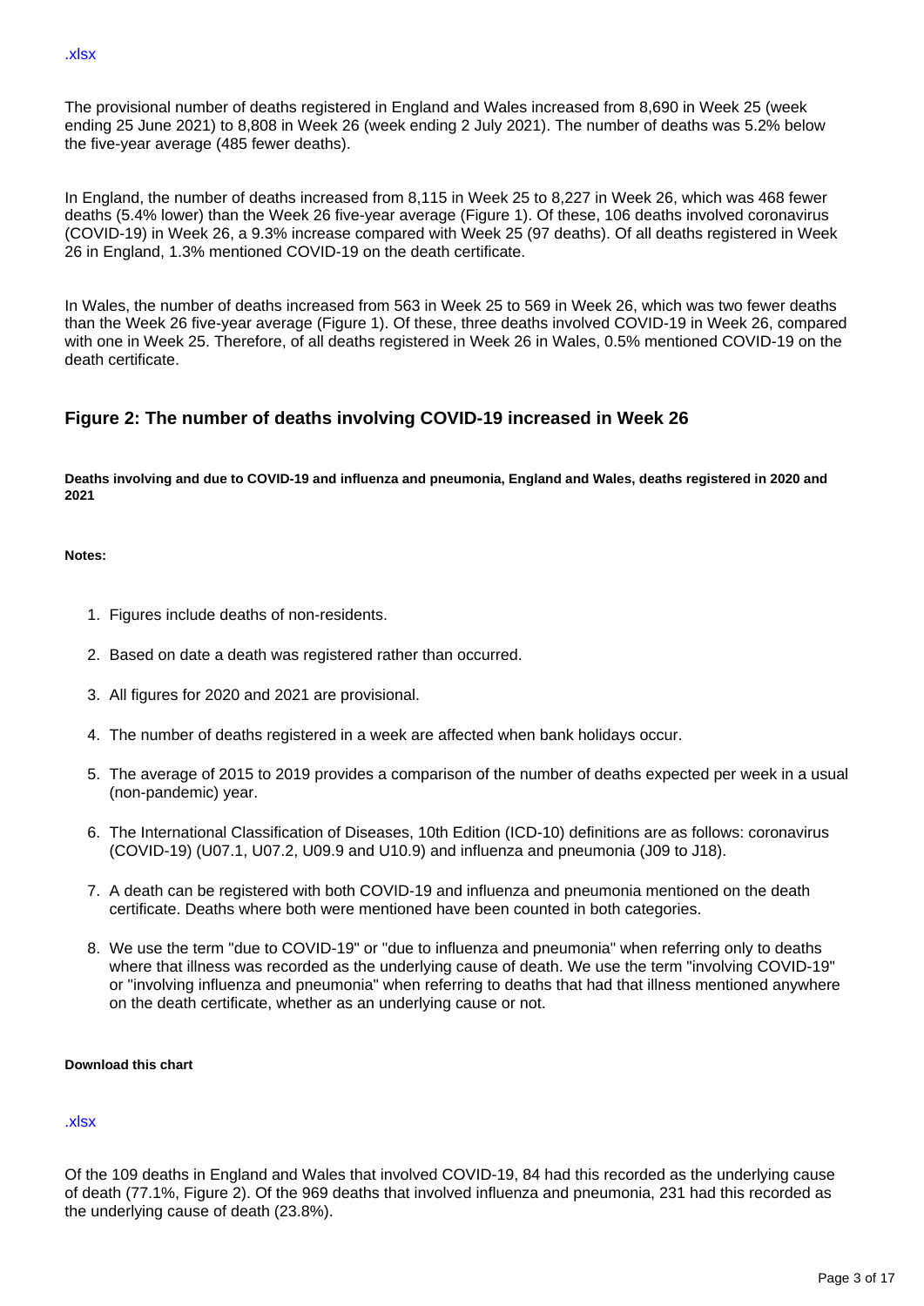.xlsx

The provisional number of deaths registered in England and Wales increased from 8,690 in Week 25 (week ending 25 June 2021) to 8,808 in Week 26 (week ending 2 July 2021). The number of deaths was 5.2% below the five-year average (485 fewer deaths).

In England, the number of deaths increased from 8,115 in Week 25 to 8,227 in Week 26, which was 468 fewer deaths (5.4% lower) than the Week 26 five-year average (Figure 1). Of these, 106 deaths involved coronavirus (COVID-19) in Week 26, a 9.3% increase compared with Week 25 (97 deaths). Of all deaths registered in Week 26 in England, 1.3% mentioned COVID-19 on the death certificate.

In Wales, the number of deaths increased from 563 in Week 25 to 569 in Week 26, which was two fewer deaths than the Week 26 five-year average (Figure 1). Of these, three deaths involved COVID-19 in Week 26, compared with one in Week 25. Therefore, of all deaths registered in Week 26 in Wales, 0.5% mentioned COVID-19 on the death certificate.

### Figure 2: The number of deaths involving COVID-19 increased in Week 26

**Deaths involving and due to COVID-19 and influenza and pneumonia, England and Wales, deaths registered in 2020 and 2021**

**Notes:**

1. Figures include deaths of non-residents.
2. Based on date a death was registered rather than occurred.
3. All figures for 2020 and 2021 are provisional.
4. The number of deaths registered in a week are affected when bank holidays occur.
5. The average of 2015 to 2019 provides a comparison of the number of deaths expected per week in a usual (non-pandemic) year.
6. The International Classification of Diseases, 10th Edition (ICD-10) definitions are as follows: coronavirus (COVID-19) (U07.1, U07.2, U09.9 and U10.9) and influenza and pneumonia (J09 to J18).
7. A death can be registered with both COVID-19 and influenza and pneumonia mentioned on the death certificate. Deaths where both were mentioned have been counted in both categories.
8. We use the term "due to COVID-19" or "due to influenza and pneumonia" when referring only to deaths where that illness was recorded as the underlying cause of death. We use the term "involving COVID-19" or "involving influenza and pneumonia" when referring to deaths that had that illness mentioned anywhere on the death certificate, whether as an underlying cause or not.

**Download this chart**

.xlsx

Of the 109 deaths in England and Wales that involved COVID-19, 84 had this recorded as the underlying cause of death (77.1%, Figure 2). Of the 969 deaths that involved influenza and pneumonia, 231 had this recorded as the underlying cause of death (23.8%).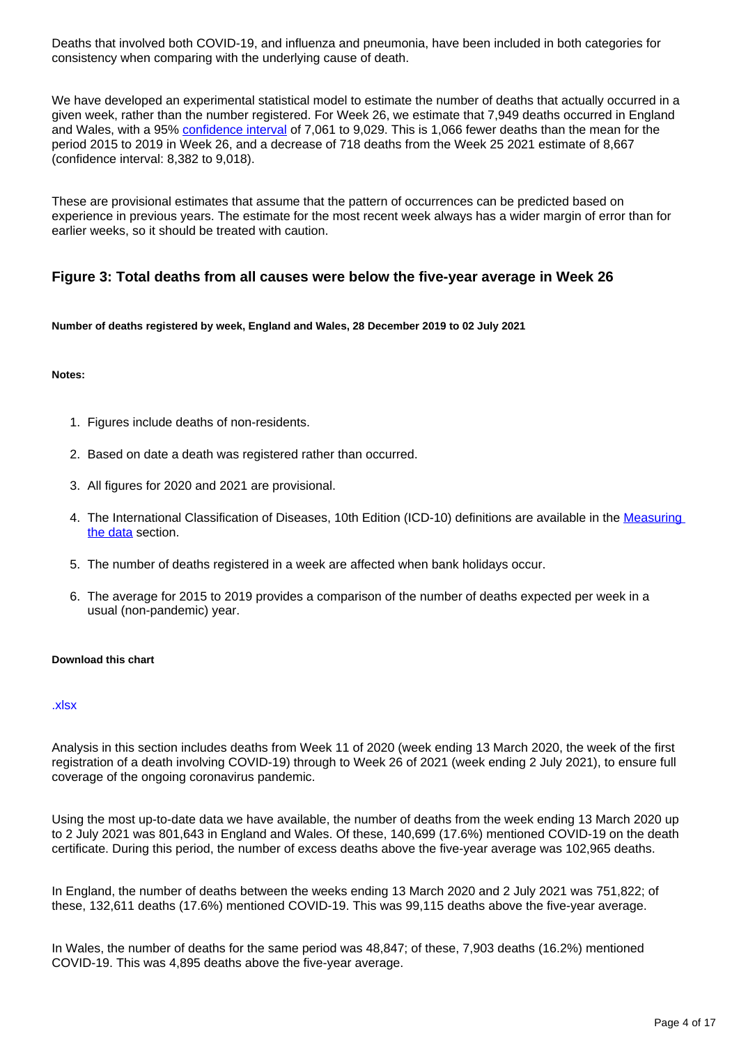Deaths that involved both COVID-19, and influenza and pneumonia, have been included in both categories for consistency when comparing with the underlying cause of death.

We have developed an experimental statistical model to estimate the number of deaths that actually occurred in a given week, rather than the number registered. For Week 26, we estimate that 7,949 deaths occurred in England and Wales, with a 95% confidence interval of 7,061 to 9,029. This is 1,066 fewer deaths than the mean for the period 2015 to 2019 in Week 26, and a decrease of 718 deaths from the Week 25 2021 estimate of 8,667 (confidence interval: 8,382 to 9,018).

These are provisional estimates that assume that the pattern of occurrences can be predicted based on experience in previous years. The estimate for the most recent week always has a wider margin of error than for earlier weeks, so it should be treated with caution.

### Figure 3: Total deaths from all causes were below the five-year average in Week 26

**Number of deaths registered by week, England and Wales, 28 December 2019 to 02 July 2021**

**Notes:**

1. Figures include deaths of non-residents.
2. Based on date a death was registered rather than occurred.
3. All figures for 2020 and 2021 are provisional.
4. The International Classification of Diseases, 10th Edition (ICD-10) definitions are available in the Measuring the data section.
5. The number of deaths registered in a week are affected when bank holidays occur.
6. The average for 2015 to 2019 provides a comparison of the number of deaths expected per week in a usual (non-pandemic) year.

**Download this chart**

.xlsx

Analysis in this section includes deaths from Week 11 of 2020 (week ending 13 March 2020, the week of the first registration of a death involving COVID-19) through to Week 26 of 2021 (week ending 2 July 2021), to ensure full coverage of the ongoing coronavirus pandemic.

Using the most up-to-date data we have available, the number of deaths from the week ending 13 March 2020 up to 2 July 2021 was 801,643 in England and Wales. Of these, 140,699 (17.6%) mentioned COVID-19 on the death certificate. During this period, the number of excess deaths above the five-year average was 102,965 deaths.

In England, the number of deaths between the weeks ending 13 March 2020 and 2 July 2021 was 751,822; of these, 132,611 deaths (17.6%) mentioned COVID-19. This was 99,115 deaths above the five-year average.

In Wales, the number of deaths for the same period was 48,847; of these, 7,903 deaths (16.2%) mentioned COVID-19. This was 4,895 deaths above the five-year average.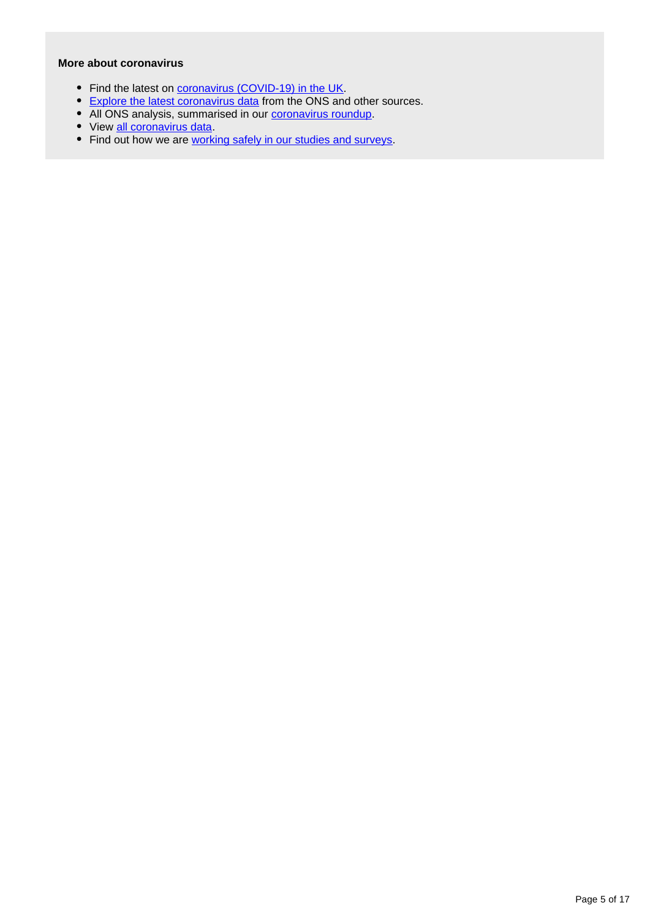**More about coronavirus**

- Find the latest on coronavirus (COVID-19) in the UK.
- Explore the latest coronavirus data from the ONS and other sources.
- All ONS analysis, summarised in our coronavirus roundup.
- View all coronavirus data.
- Find out how we are working safely in our studies and surveys.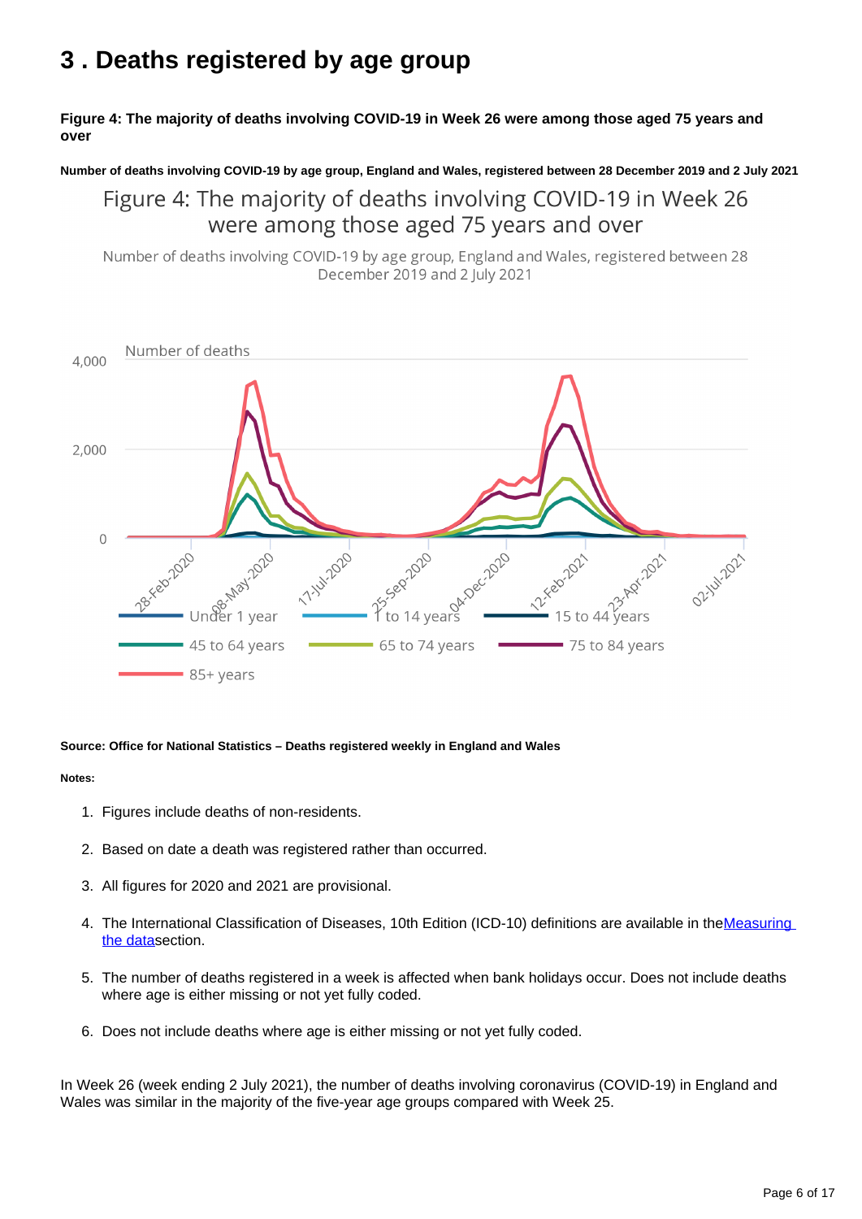# 3 . Deaths registered by age group

**Figure 4: The majority of deaths involving COVID-19 in Week 26 were among those aged 75 years and over**

**Number of deaths involving COVID-19 by age group, England and Wales, registered between 28 December 2019 and 2 July 2021**

**Source: Office for National Statistics – Deaths registered weekly in England and Wales**

**Notes:**

1. Figures include deaths of non-residents.
2. Based on date a death was registered rather than occurred.
3. All figures for 2020 and 2021 are provisional.
4. The International Classification of Diseases, 10th Edition (ICD-10) definitions are available in the [Measuring the data](#) section.
5. The number of deaths registered in a week is affected when bank holidays occur. Does not include deaths where age is either missing or not yet fully coded.
6. Does not include deaths where age is either missing or not yet fully coded.

In Week 26 (week ending 2 July 2021), the number of deaths involving coronavirus (COVID-19) in England and Wales was similar in the majority of the five-year age groups compared with Week 25.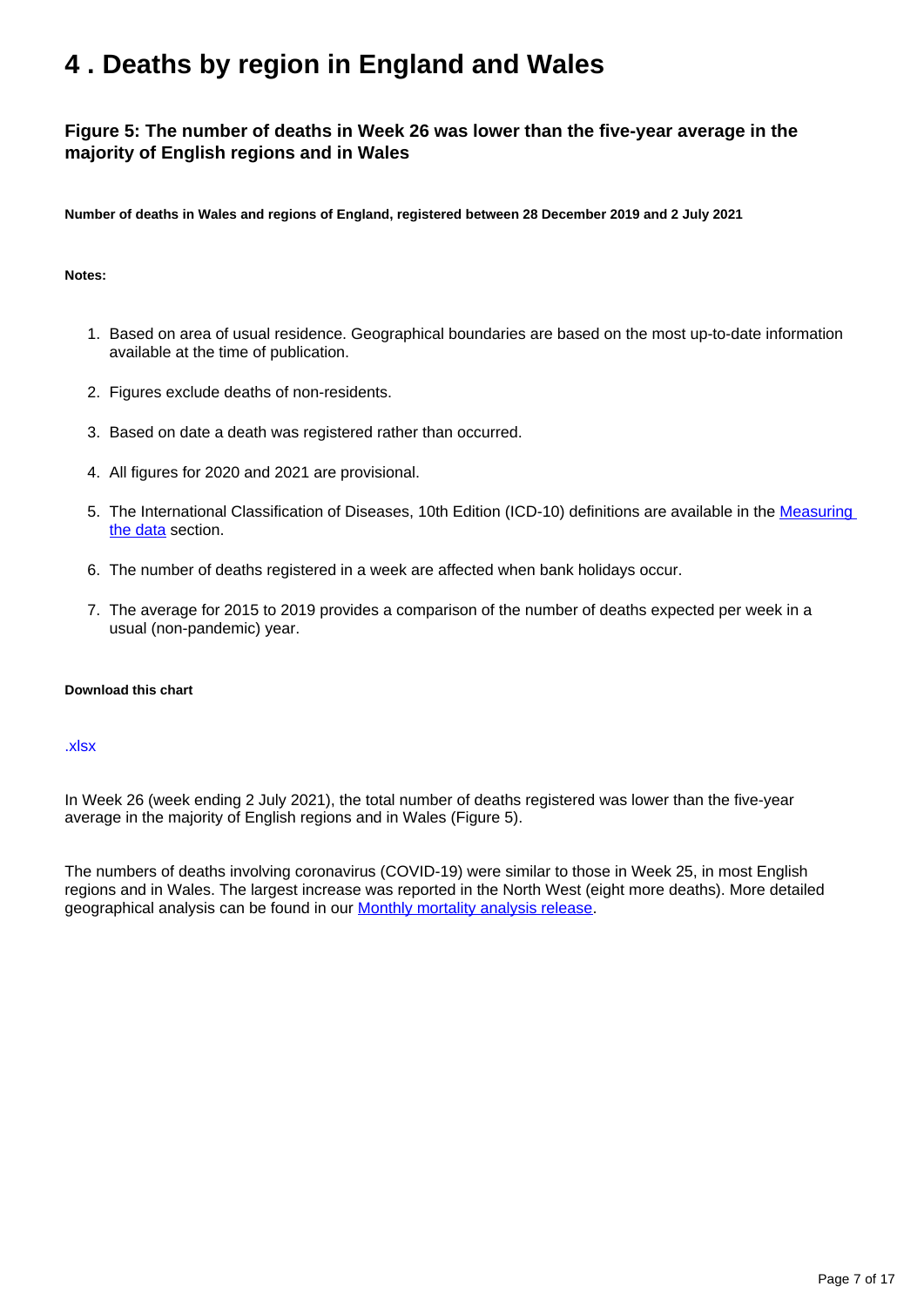# 4 . Deaths by region in England and Wales

### Figure 5: The number of deaths in Week 26 was lower than the five-year average in the majority of English regions and in Wales

**Number of deaths in Wales and regions of England, registered between 28 December 2019 and 2 July 2021**

**Notes:**

1. Based on area of usual residence. Geographical boundaries are based on the most up-to-date information available at the time of publication.

2. Figures exclude deaths of non-residents.

3. Based on date a death was registered rather than occurred.

4. All figures for 2020 and 2021 are provisional.

5. The International Classification of Diseases, 10th Edition (ICD-10) definitions are available in the [Measuring the data](#) section.

6. The number of deaths registered in a week are affected when bank holidays occur.

7. The average for 2015 to 2019 provides a comparison of the number of deaths expected per week in a usual (non-pandemic) year.

**Download this chart**

[.xlsx](#)

In Week 26 (week ending 2 July 2021), the total number of deaths registered was lower than the five-year average in the majority of English regions and in Wales (Figure 5).

The numbers of deaths involving coronavirus (COVID-19) were similar to those in Week 25, in most English regions and in Wales. The largest increase was reported in the North West (eight more deaths). More detailed geographical analysis can be found in our [Monthly mortality analysis release](#).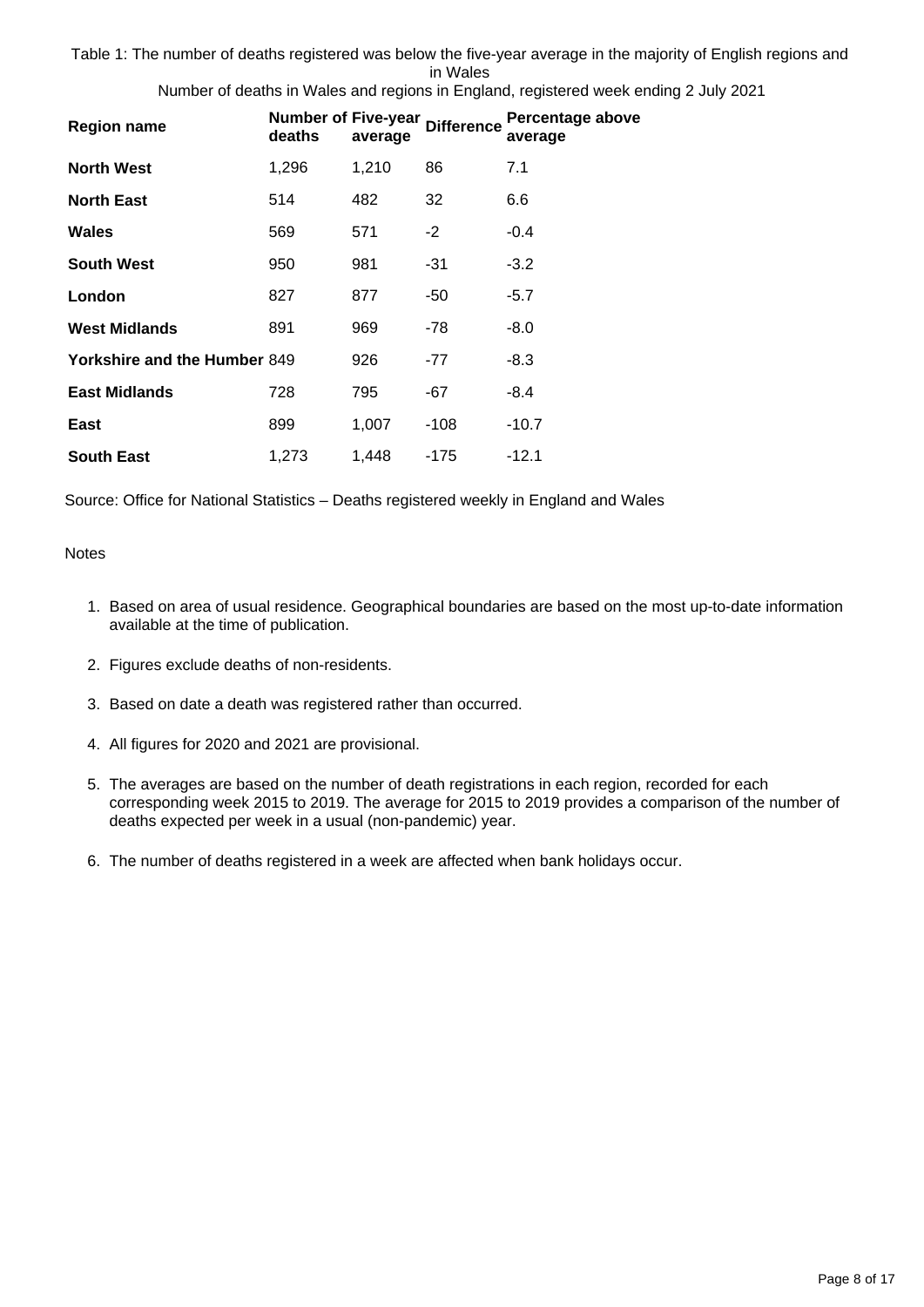Table 1: The number of deaths registered was below the five-year average in the majority of English regions and in Wales

Number of deaths in Wales and regions in England, registered week ending 2 July 2021

| Region name | Number of deaths | Five-year average | Difference | Percentage above average |
|---|---|---|---|---|
| **North West** | 1,296 | 1,210 | 86 | 7.1 |
| **North East** | 514 | 482 | 32 | 6.6 |
| **Wales** | 569 | 571 | -2 | -0.4 |
| **South West** | 950 | 981 | -31 | -3.2 |
| **London** | 827 | 877 | -50 | -5.7 |
| **West Midlands** | 891 | 969 | -78 | -8.0 |
| **Yorkshire and the Humber** | 849 | 926 | -77 | -8.3 |
| **East Midlands** | 728 | 795 | -67 | -8.4 |
| **East** | 899 | 1,007 | -108 | -10.7 |
| **South East** | 1,273 | 1,448 | -175 | -12.1 |

Source: Office for National Statistics – Deaths registered weekly in England and Wales

Notes

1. Based on area of usual residence. Geographical boundaries are based on the most up-to-date information available at the time of publication.
2. Figures exclude deaths of non-residents.
3. Based on date a death was registered rather than occurred.
4. All figures for 2020 and 2021 are provisional.
5. The averages are based on the number of death registrations in each region, recorded for each corresponding week 2015 to 2019. The average for 2015 to 2019 provides a comparison of the number of deaths expected per week in a usual (non-pandemic) year.
6. The number of deaths registered in a week are affected when bank holidays occur.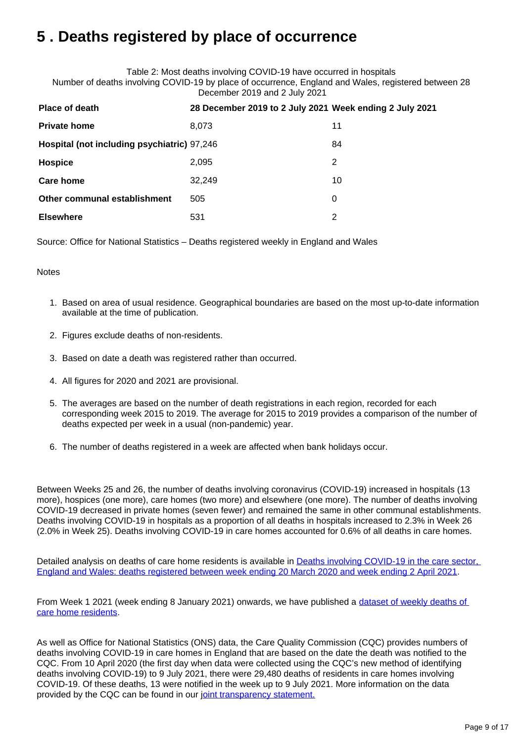# 5 . Deaths registered by place of occurrence

Table 2: Most deaths involving COVID-19 have occurred in hospitals
Number of deaths involving COVID-19 by place of occurrence, England and Wales, registered between 28 December 2019 and 2 July 2021

| Place of death | 28 December 2019 to 2 July 2021 | Week ending 2 July 2021 |
|---|---|---|
| **Private home** | 8,073 | 11 |
| **Hospital (not including psychiatric)** | 97,246 | 84 |
| **Hospice** | 2,095 | 2 |
| **Care home** | 32,249 | 10 |
| **Other communal establishment** | 505 | 0 |
| **Elsewhere** | 531 | 2 |

Source: Office for National Statistics – Deaths registered weekly in England and Wales

Notes

1. Based on area of usual residence. Geographical boundaries are based on the most up-to-date information available at the time of publication.
2. Figures exclude deaths of non-residents.
3. Based on date a death was registered rather than occurred.
4. All figures for 2020 and 2021 are provisional.
5. The averages are based on the number of death registrations in each region, recorded for each corresponding week 2015 to 2019. The average for 2015 to 2019 provides a comparison of the number of deaths expected per week in a usual (non-pandemic) year.
6. The number of deaths registered in a week are affected when bank holidays occur.

Between Weeks 25 and 26, the number of deaths involving coronavirus (COVID-19) increased in hospitals (13 more), hospices (one more), care homes (two more) and elsewhere (one more). The number of deaths involving COVID-19 decreased in private homes (seven fewer) and remained the same in other communal establishments. Deaths involving COVID-19 in hospitals as a proportion of all deaths in hospitals increased to 2.3% in Week 26 (2.0% in Week 25). Deaths involving COVID-19 in care homes accounted for 0.6% of all deaths in care homes.

Detailed analysis on deaths of care home residents is available in [Deaths involving COVID-19 in the care sector, England and Wales: deaths registered between week ending 20 March 2020 and week ending 2 April 2021](#).

From Week 1 2021 (week ending 8 January 2021) onwards, we have published a [dataset of weekly deaths of care home residents](#).

As well as Office for National Statistics (ONS) data, the Care Quality Commission (CQC) provides numbers of deaths involving COVID-19 in care homes in England that are based on the date the death was notified to the CQC. From 10 April 2020 (the first day when data were collected using the CQC's new method of identifying deaths involving COVID-19) to 9 July 2021, there were 29,480 deaths of residents in care homes involving COVID-19. Of these deaths, 13 were notified in the week up to 9 July 2021. More information on the data provided by the CQC can be found in our [joint transparency statement.](#)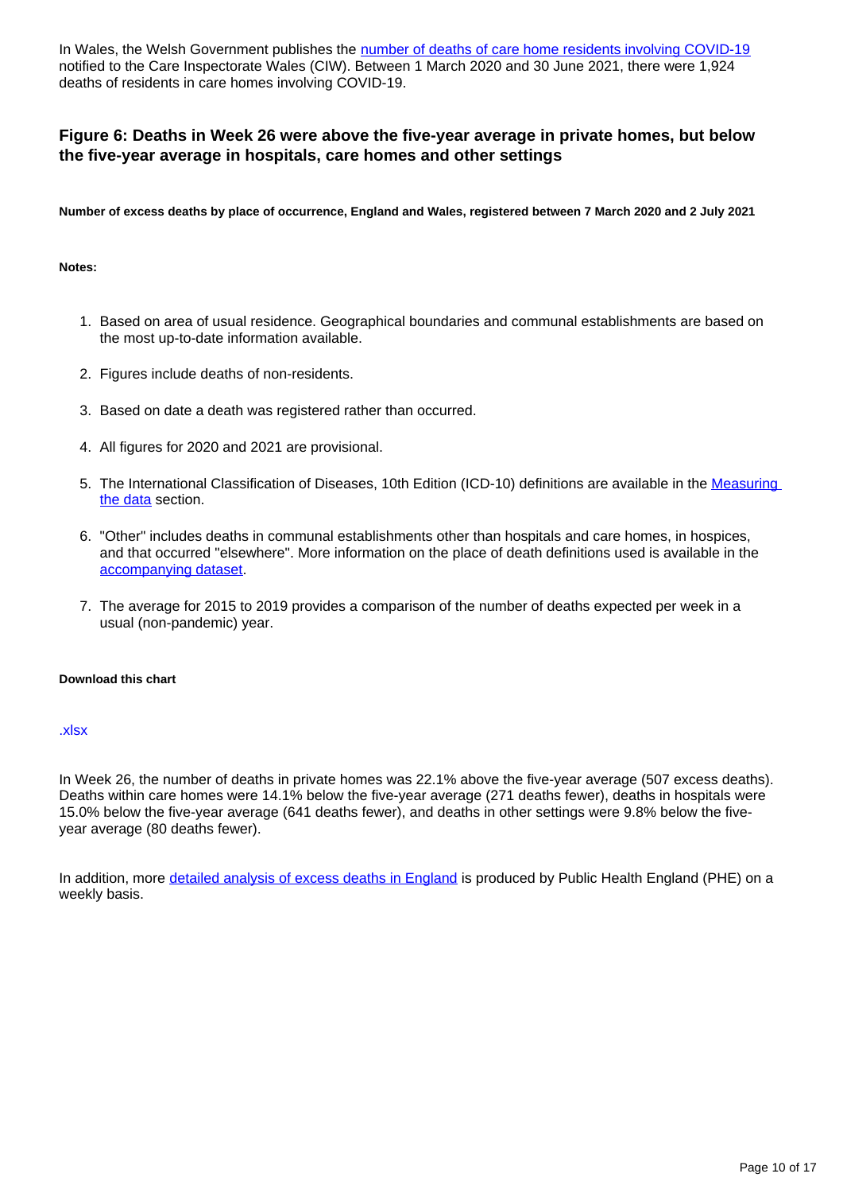In Wales, the Welsh Government publishes the number of deaths of care home residents involving COVID-19 notified to the Care Inspectorate Wales (CIW). Between 1 March 2020 and 30 June 2021, there were 1,924 deaths of residents in care homes involving COVID-19.

### Figure 6: Deaths in Week 26 were above the five-year average in private homes, but below the five-year average in hospitals, care homes and other settings

**Number of excess deaths by place of occurrence, England and Wales, registered between 7 March 2020 and 2 July 2021**

**Notes:**

1. Based on area of usual residence. Geographical boundaries and communal establishments are based on the most up-to-date information available.
2. Figures include deaths of non-residents.
3. Based on date a death was registered rather than occurred.
4. All figures for 2020 and 2021 are provisional.
5. The International Classification of Diseases, 10th Edition (ICD-10) definitions are available in the Measuring the data section.
6. "Other" includes deaths in communal establishments other than hospitals and care homes, in hospices, and that occurred "elsewhere". More information on the place of death definitions used is available in the accompanying dataset.
7. The average for 2015 to 2019 provides a comparison of the number of deaths expected per week in a usual (non-pandemic) year.

**Download this chart**

.xlsx

In Week 26, the number of deaths in private homes was 22.1% above the five-year average (507 excess deaths). Deaths within care homes were 14.1% below the five-year average (271 deaths fewer), deaths in hospitals were 15.0% below the five-year average (641 deaths fewer), and deaths in other settings were 9.8% below the five-year average (80 deaths fewer).

In addition, more detailed analysis of excess deaths in England is produced by Public Health England (PHE) on a weekly basis.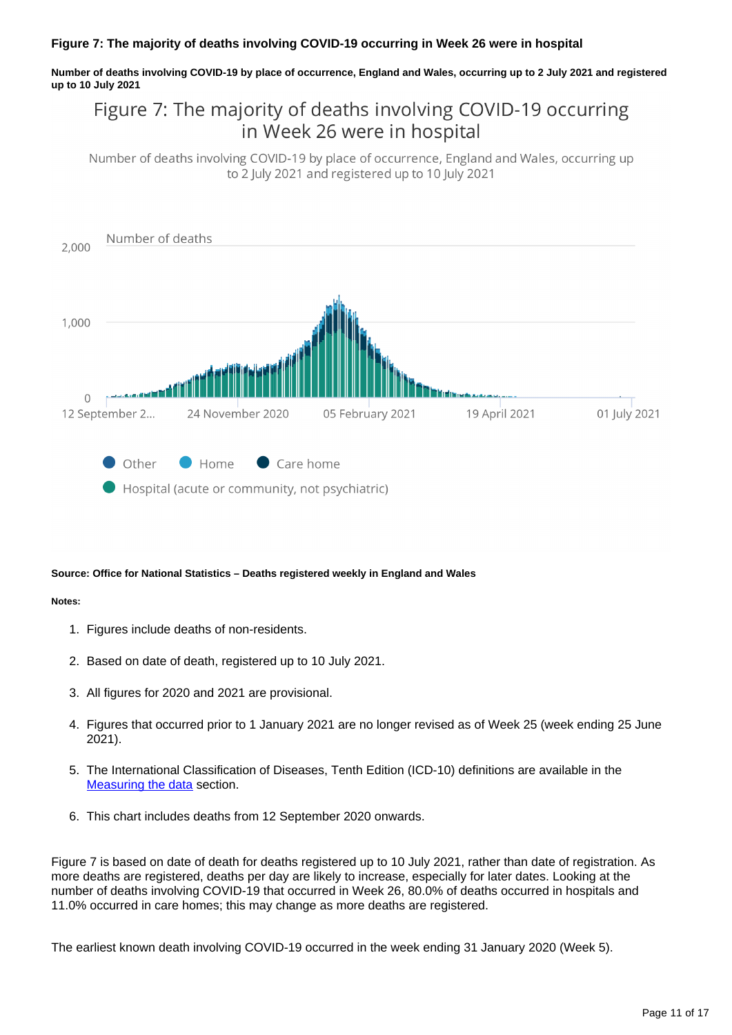### Figure 7: The majority of deaths involving COVID-19 occurring in Week 26 were in hospital

**Number of deaths involving COVID-19 by place of occurrence, England and Wales, occurring up to 2 July 2021 and registered up to 10 July 2021**

Figure 7: The majority of deaths involving COVID-19 occurring in Week 26 were in hospital

Number of deaths involving COVID-19 by place of occurrence, England and Wales, occurring up to 2 July 2021 and registered up to 10 July 2021

Number of deaths

2,000

1,000

0

12 September 2... 24 November 2020 05 February 2021 19 April 2021 01 July 2021

Other Home Care home

Hospital (acute or community, not psychiatric)

**Source: Office for National Statistics – Deaths registered weekly in England and Wales**

**Notes:**

1. Figures include deaths of non-residents.
2. Based on date of death, registered up to 10 July 2021.
3. All figures for 2020 and 2021 are provisional.
4. Figures that occurred prior to 1 January 2021 are no longer revised as of Week 25 (week ending 25 June 2021).
5. The International Classification of Diseases, Tenth Edition (ICD-10) definitions are available in the [Measuring the data] section.
6. This chart includes deaths from 12 September 2020 onwards.

Figure 7 is based on date of death for deaths registered up to 10 July 2021, rather than date of registration. As more deaths are registered, deaths per day are likely to increase, especially for later dates. Looking at the number of deaths involving COVID-19 that occurred in Week 26, 80.0% of deaths occurred in hospitals and 11.0% occurred in care homes; this may change as more deaths are registered.

The earliest known death involving COVID-19 occurred in the week ending 31 January 2020 (Week 5).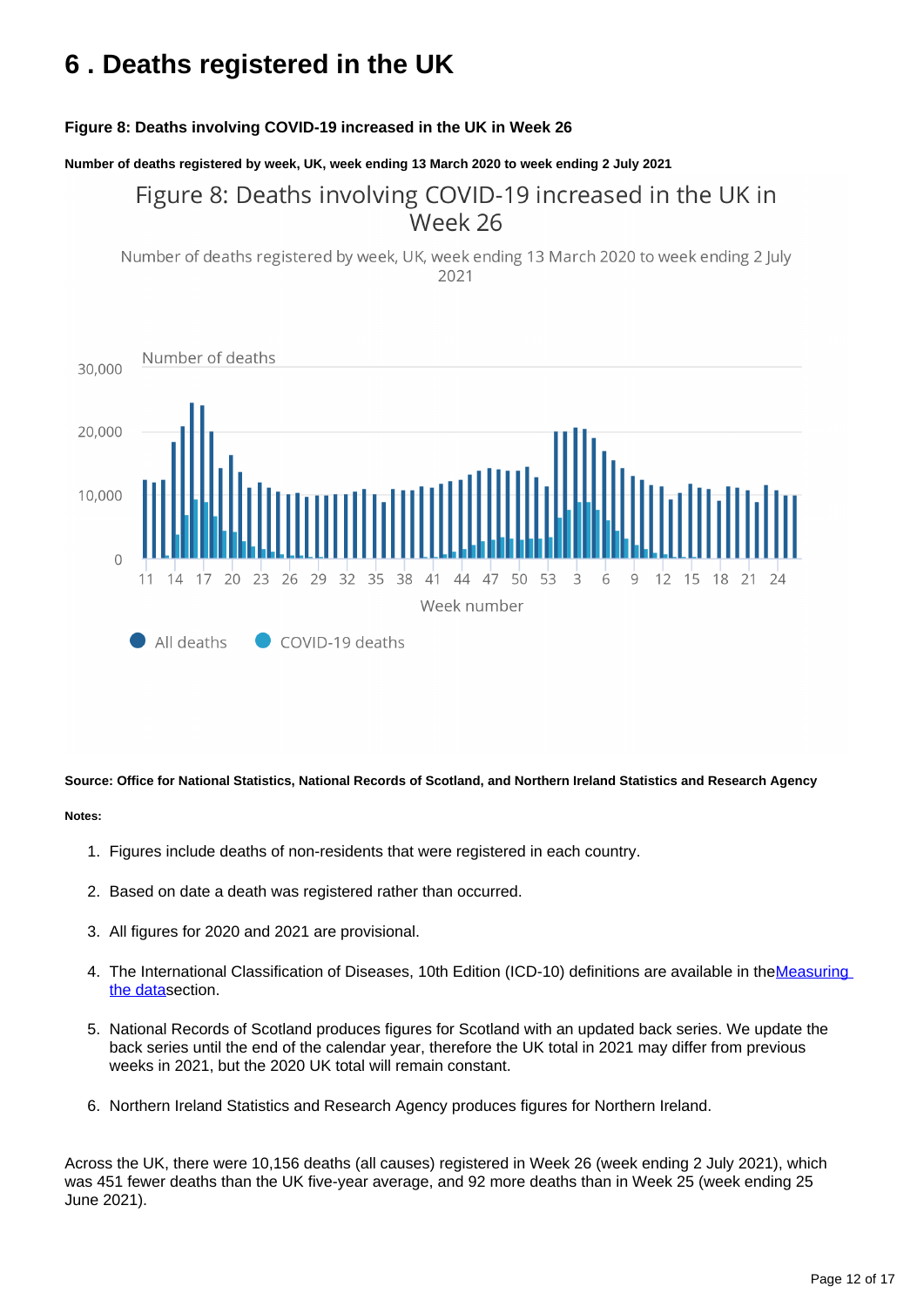# 6 . Deaths registered in the UK

**Figure 8: Deaths involving COVID-19 increased in the UK in Week 26**

**Number of deaths registered by week, UK, week ending 13 March 2020 to week ending 2 July 2021**

**Source: Office for National Statistics, National Records of Scotland, and Northern Ireland Statistics and Research Agency**

**Notes:**

1. Figures include deaths of non-residents that were registered in each country.
2. Based on date a death was registered rather than occurred.
3. All figures for 2020 and 2021 are provisional.
4. The International Classification of Diseases, 10th Edition (ICD-10) definitions are available in the[Measuring the data](#)section.
5. National Records of Scotland produces figures for Scotland with an updated back series. We update the back series until the end of the calendar year, therefore the UK total in 2021 may differ from previous weeks in 2021, but the 2020 UK total will remain constant.
6. Northern Ireland Statistics and Research Agency produces figures for Northern Ireland.

Across the UK, there were 10,156 deaths (all causes) registered in Week 26 (week ending 2 July 2021), which was 451 fewer deaths than the UK five-year average, and 92 more deaths than in Week 25 (week ending 25 June 2021).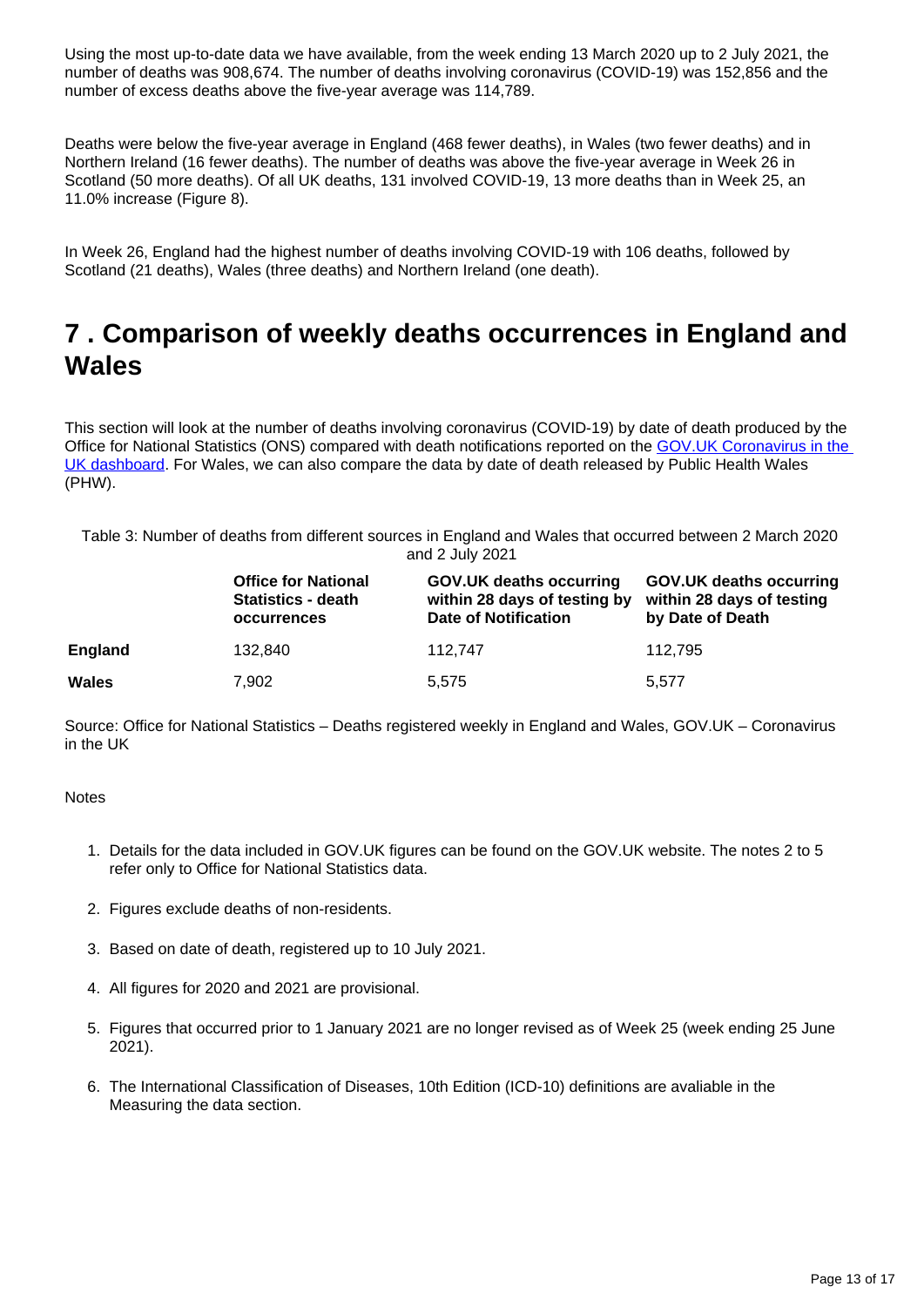Using the most up-to-date data we have available, from the week ending 13 March 2020 up to 2 July 2021, the number of deaths was 908,674. The number of deaths involving coronavirus (COVID-19) was 152,856 and the number of excess deaths above the five-year average was 114,789.

Deaths were below the five-year average in England (468 fewer deaths), in Wales (two fewer deaths) and in Northern Ireland (16 fewer deaths). The number of deaths was above the five-year average in Week 26 in Scotland (50 more deaths). Of all UK deaths, 131 involved COVID-19, 13 more deaths than in Week 25, an 11.0% increase (Figure 8).

In Week 26, England had the highest number of deaths involving COVID-19 with 106 deaths, followed by Scotland (21 deaths), Wales (three deaths) and Northern Ireland (one death).

## 7 . Comparison of weekly deaths occurrences in England and Wales

This section will look at the number of deaths involving coronavirus (COVID-19) by date of death produced by the Office for National Statistics (ONS) compared with death notifications reported on the [GOV.UK Coronavirus in the UK dashboard](). For Wales, we can also compare the data by date of death released by Public Health Wales (PHW).

Table 3: Number of deaths from different sources in England and Wales that occurred between 2 March 2020 and 2 July 2021

| | Office for National Statistics - death occurrences | GOV.UK deaths occurring within 28 days of testing by Date of Notification | GOV.UK deaths occurring within 28 days of testing by Date of Death |
|---|---|---|---|
| **England** | 132,840 | 112,747 | 112,795 |
| **Wales** | 7,902 | 5,575 | 5,577 |

Source: Office for National Statistics – Deaths registered weekly in England and Wales, GOV.UK – Coronavirus in the UK

Notes

1. Details for the data included in GOV.UK figures can be found on the GOV.UK website. The notes 2 to 5 refer only to Office for National Statistics data.
2. Figures exclude deaths of non-residents.
3. Based on date of death, registered up to 10 July 2021.
4. All figures for 2020 and 2021 are provisional.
5. Figures that occurred prior to 1 January 2021 are no longer revised as of Week 25 (week ending 25 June 2021).
6. The International Classification of Diseases, 10th Edition (ICD-10) definitions are avaliable in the Measuring the data section.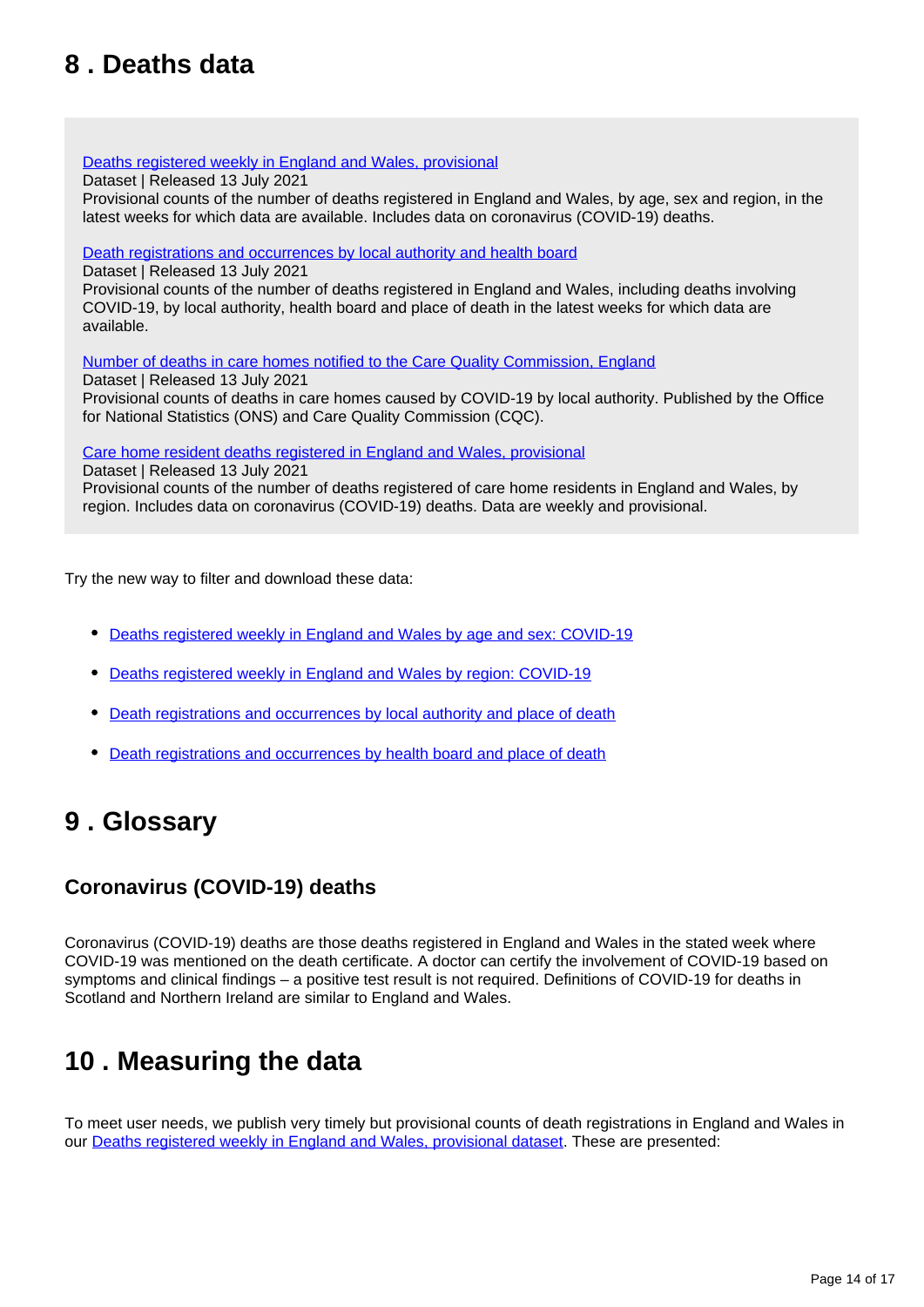## 8 . Deaths data

[Deaths registered weekly in England and Wales, provisional](#)
Dataset | Released 13 July 2021
Provisional counts of the number of deaths registered in England and Wales, by age, sex and region, in the latest weeks for which data are available. Includes data on coronavirus (COVID-19) deaths.

[Death registrations and occurrences by local authority and health board](#)
Dataset | Released 13 July 2021
Provisional counts of the number of deaths registered in England and Wales, including deaths involving COVID-19, by local authority, health board and place of death in the latest weeks for which data are available.

[Number of deaths in care homes notified to the Care Quality Commission, England](#)
Dataset | Released 13 July 2021
Provisional counts of deaths in care homes caused by COVID-19 by local authority. Published by the Office for National Statistics (ONS) and Care Quality Commission (CQC).

[Care home resident deaths registered in England and Wales, provisional](#)
Dataset | Released 13 July 2021
Provisional counts of the number of deaths registered of care home residents in England and Wales, by region. Includes data on coronavirus (COVID-19) deaths. Data are weekly and provisional.

Try the new way to filter and download these data:

- [Deaths registered weekly in England and Wales by age and sex: COVID-19](#)
- [Deaths registered weekly in England and Wales by region: COVID-19](#)
- [Death registrations and occurrences by local authority and place of death](#)
- [Death registrations and occurrences by health board and place of death](#)

## 9 . Glossary

### Coronavirus (COVID-19) deaths

Coronavirus (COVID-19) deaths are those deaths registered in England and Wales in the stated week where COVID-19 was mentioned on the death certificate. A doctor can certify the involvement of COVID-19 based on symptoms and clinical findings – a positive test result is not required. Definitions of COVID-19 for deaths in Scotland and Northern Ireland are similar to England and Wales.

## 10 . Measuring the data

To meet user needs, we publish very timely but provisional counts of death registrations in England and Wales in our [Deaths registered weekly in England and Wales, provisional dataset](#). These are presented: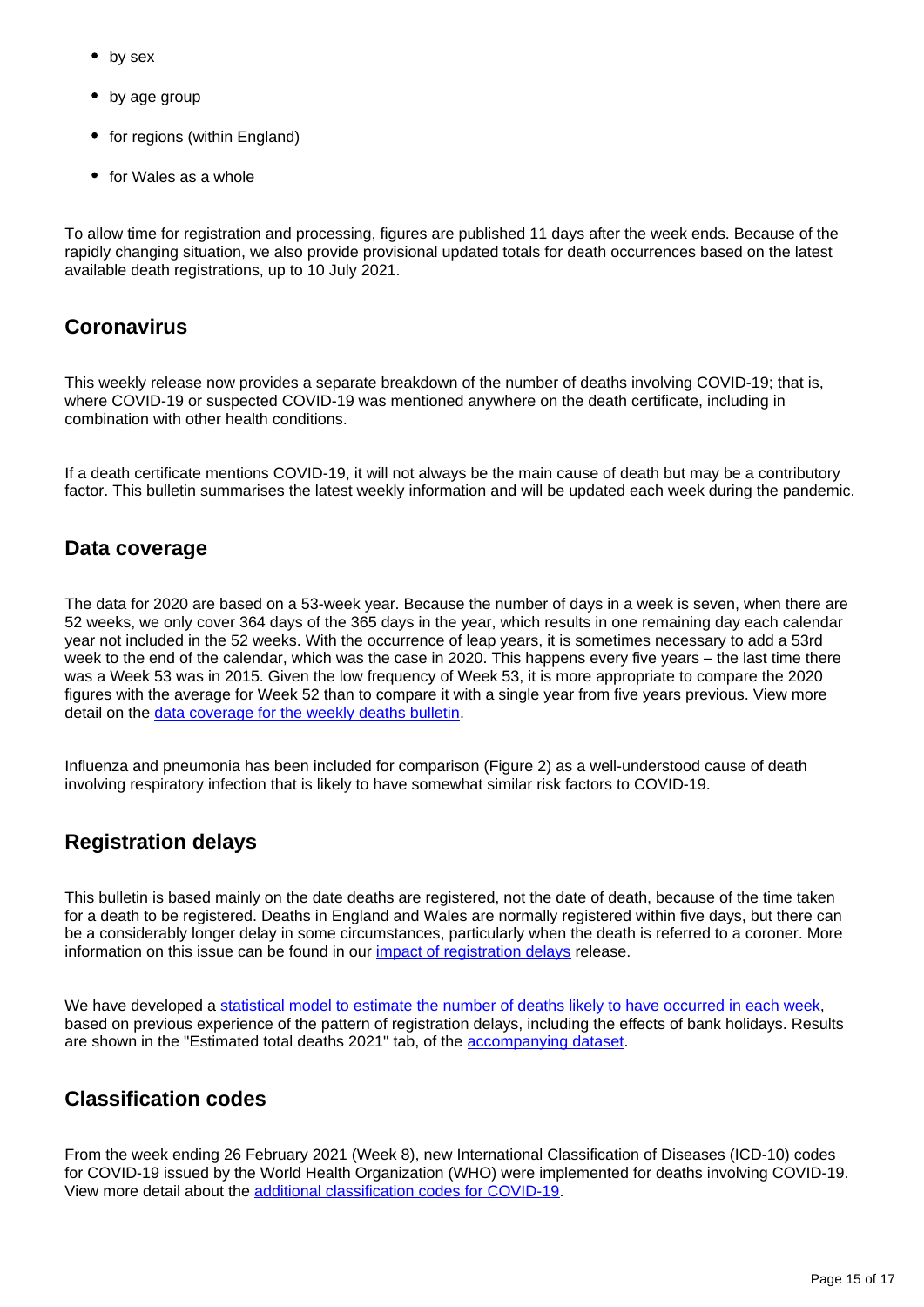- by sex
- by age group
- for regions (within England)
- for Wales as a whole

To allow time for registration and processing, figures are published 11 days after the week ends. Because of the rapidly changing situation, we also provide provisional updated totals for death occurrences based on the latest available death registrations, up to 10 July 2021.

## Coronavirus

This weekly release now provides a separate breakdown of the number of deaths involving COVID-19; that is, where COVID-19 or suspected COVID-19 was mentioned anywhere on the death certificate, including in combination with other health conditions.

If a death certificate mentions COVID-19, it will not always be the main cause of death but may be a contributory factor. This bulletin summarises the latest weekly information and will be updated each week during the pandemic.

## Data coverage

The data for 2020 are based on a 53-week year. Because the number of days in a week is seven, when there are 52 weeks, we only cover 364 days of the 365 days in the year, which results in one remaining day each calendar year not included in the 52 weeks. With the occurrence of leap years, it is sometimes necessary to add a 53rd week to the end of the calendar, which was the case in 2020. This happens every five years – the last time there was a Week 53 was in 2015. Given the low frequency of Week 53, it is more appropriate to compare the 2020 figures with the average for Week 52 than to compare it with a single year from five years previous. View more detail on the [data coverage for the weekly deaths bulletin](#).

Influenza and pneumonia has been included for comparison (Figure 2) as a well-understood cause of death involving respiratory infection that is likely to have somewhat similar risk factors to COVID-19.

## Registration delays

This bulletin is based mainly on the date deaths are registered, not the date of death, because of the time taken for a death to be registered. Deaths in England and Wales are normally registered within five days, but there can be a considerably longer delay in some circumstances, particularly when the death is referred to a coroner. More information on this issue can be found in our [impact of registration delays](#) release.

We have developed a [statistical model to estimate the number of deaths likely to have occurred in each week](#), based on previous experience of the pattern of registration delays, including the effects of bank holidays. Results are shown in the "Estimated total deaths 2021" tab, of the [accompanying dataset](#).

## Classification codes

From the week ending 26 February 2021 (Week 8), new International Classification of Diseases (ICD-10) codes for COVID-19 issued by the World Health Organization (WHO) were implemented for deaths involving COVID-19. View more detail about the [additional classification codes for COVID-19](#).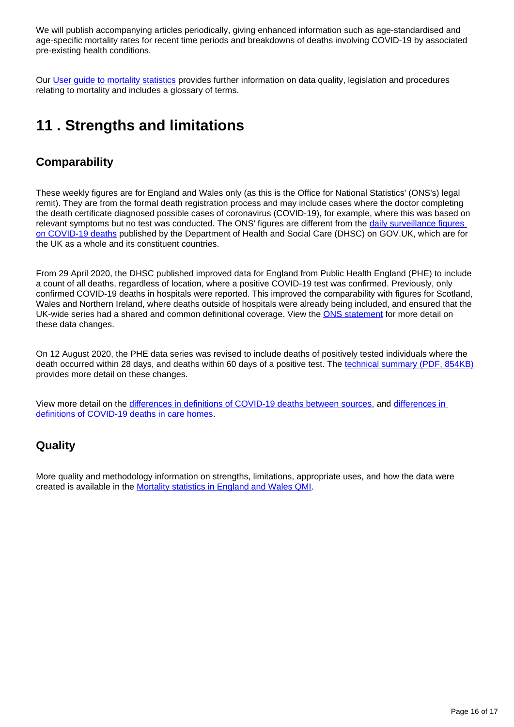We will publish accompanying articles periodically, giving enhanced information such as age-standardised and age-specific mortality rates for recent time periods and breakdowns of deaths involving COVID-19 by associated pre-existing health conditions.

Our [User guide to mortality statistics] provides further information on data quality, legislation and procedures relating to mortality and includes a glossary of terms.

# 11 . Strengths and limitations

## Comparability

These weekly figures are for England and Wales only (as this is the Office for National Statistics' (ONS's) legal remit). They are from the formal death registration process and may include cases where the doctor completing the death certificate diagnosed possible cases of coronavirus (COVID-19), for example, where this was based on relevant symptoms but no test was conducted. The ONS' figures are different from the [daily surveillance figures on COVID-19 deaths] published by the Department of Health and Social Care (DHSC) on GOV.UK, which are for the UK as a whole and its constituent countries.

From 29 April 2020, the DHSC published improved data for England from Public Health England (PHE) to include a count of all deaths, regardless of location, where a positive COVID-19 test was confirmed. Previously, only confirmed COVID-19 deaths in hospitals were reported. This improved the comparability with figures for Scotland, Wales and Northern Ireland, where deaths outside of hospitals were already being included, and ensured that the UK-wide series had a shared and common definitional coverage. View the [ONS statement] for more detail on these data changes.

On 12 August 2020, the PHE data series was revised to include deaths of positively tested individuals where the death occurred within 28 days, and deaths within 60 days of a positive test. The [technical summary (PDF, 854KB)] provides more detail on these changes.

View more detail on the [differences in definitions of COVID-19 deaths between sources], and [differences in definitions of COVID-19 deaths in care homes].

## Quality

More quality and methodology information on strengths, limitations, appropriate uses, and how the data were created is available in the [Mortality statistics in England and Wales QMI].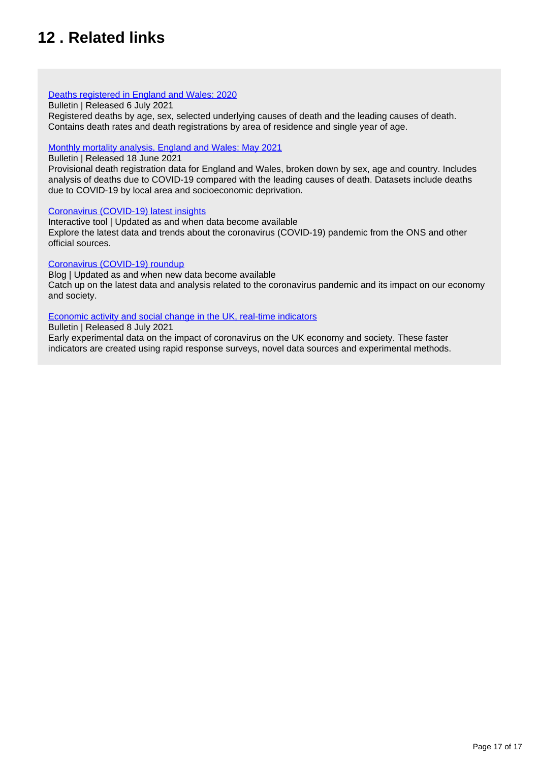## 12 . Related links

[Deaths registered in England and Wales: 2020]
Bulletin | Released 6 July 2021
Registered deaths by age, sex, selected underlying causes of death and the leading causes of death. Contains death rates and death registrations by area of residence and single year of age.

[Monthly mortality analysis, England and Wales: May 2021]
Bulletin | Released 18 June 2021
Provisional death registration data for England and Wales, broken down by sex, age and country. Includes analysis of deaths due to COVID-19 compared with the leading causes of death. Datasets include deaths due to COVID-19 by local area and socioeconomic deprivation.

[Coronavirus (COVID-19) latest insights]
Interactive tool | Updated as and when data become available
Explore the latest data and trends about the coronavirus (COVID-19) pandemic from the ONS and other official sources.

[Coronavirus (COVID-19) roundup]
Blog | Updated as and when new data become available
Catch up on the latest data and analysis related to the coronavirus pandemic and its impact on our economy and society.

[Economic activity and social change in the UK, real-time indicators]
Bulletin | Released 8 July 2021
Early experimental data on the impact of coronavirus on the UK economy and society. These faster indicators are created using rapid response surveys, novel data sources and experimental methods.